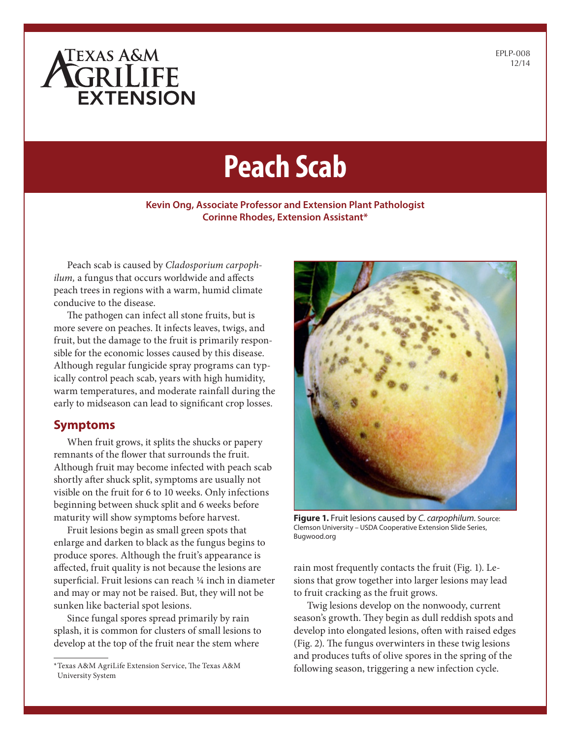# Peach Scab

**Kevin Ong, Associate Professor and Extension Plant Pathologist**
**Corinne Rhodes, Extension Assistant***

Peach scab is caused by *Cladosporium carpophilum,* a fungus that occurs worldwide and affects peach trees in regions with a warm, humid climate conducive to the disease.

The pathogen can infect all stone fruits, but is more severe on peaches. It infects leaves, twigs, and fruit, but the damage to the fruit is primarily responsible for the economic losses caused by this disease. Although regular fungicide spray programs can typically control peach scab, years with high humidity, warm temperatures, and moderate rainfall during the early to midseason can lead to significant crop losses.

## Symptoms

When fruit grows, it splits the shucks or papery remnants of the flower that surrounds the fruit. Although fruit may become infected with peach scab shortly after shuck split, symptoms are usually not visible on the fruit for 6 to 10 weeks. Only infections beginning between shuck split and 6 weeks before maturity will show symptoms before harvest.

Fruit lesions begin as small green spots that enlarge and darken to black as the fungus begins to produce spores. Although the fruit's appearance is affected, fruit quality is not because the lesions are superficial. Fruit lesions can reach ¼ inch in diameter and may or may not be raised. But, they will not be sunken like bacterial spot lesions.

Since fungal spores spread primarily by rain splash, it is common for clusters of small lesions to develop at the top of the fruit near the stem where rain most frequently contacts the fruit (Fig. 1). Lesions that grow together into larger lesions may lead to fruit cracking as the fruit grows.

**Figure 1.** Fruit lesions caused by *C. carpophilum.* Source: Clemson University – USDA Cooperative Extension Slide Series, Bugwood.org

Twig lesions develop on the nonwoody, current season's growth. They begin as dull reddish spots and develop into elongated lesions, often with raised edges (Fig. 2). The fungus overwinters in these twig lesions and produces tufts of olive spores in the spring of the following season, triggering a new infection cycle.

*Texas A&M AgriLife Extension Service, The Texas A&M University System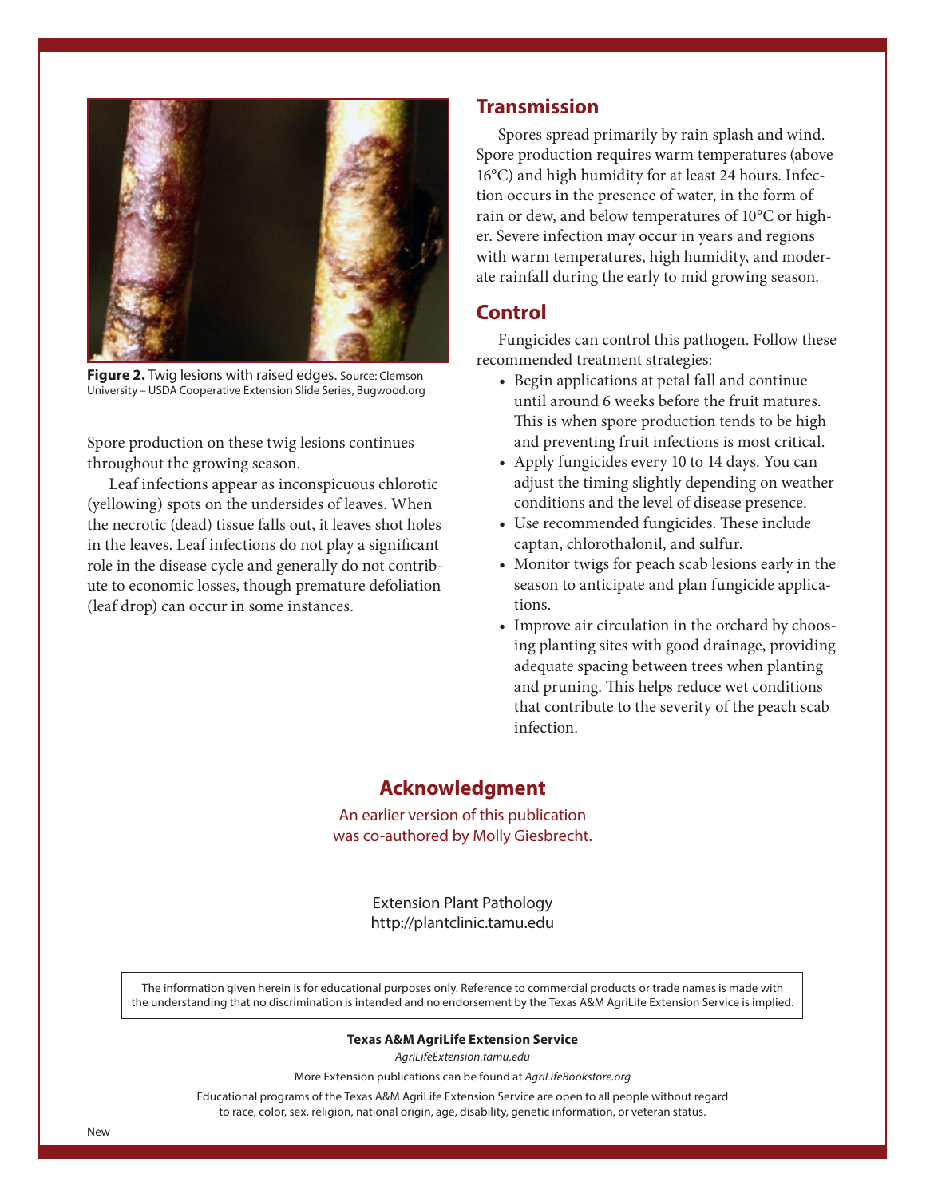**Figure 2.** Twig lesions with raised edges. Source: Clemson University – USDA Cooperative Extension Slide Series, Bugwood.org

Spore production on these twig lesions continues throughout the growing season.

Leaf infections appear as inconspicuous chlorotic (yellowing) spots on the undersides of leaves. When the necrotic (dead) tissue falls out, it leaves shot holes in the leaves. Leaf infections do not play a significant role in the disease cycle and generally do not contribute to economic losses, though premature defoliation (leaf drop) can occur in some instances.

## Transmission

Spores spread primarily by rain splash and wind. Spore production requires warm temperatures (above 16°C) and high humidity for at least 24 hours. Infection occurs in the presence of water, in the form of rain or dew, and below temperatures of 10°C or higher. Severe infection may occur in years and regions with warm temperatures, high humidity, and moderate rainfall during the early to mid growing season.

## Control

Fungicides can control this pathogen. Follow these recommended treatment strategies:

- Begin applications at petal fall and continue until around 6 weeks before the fruit matures. This is when spore production tends to be high and preventing fruit infections is most critical.
- Apply fungicides every 10 to 14 days. You can adjust the timing slightly depending on weather conditions and the level of disease presence.
- Use recommended fungicides. These include captan, chlorothalonil, and sulfur.
- Monitor twigs for peach scab lesions early in the season to anticipate and plan fungicide applications.
- Improve air circulation in the orchard by choosing planting sites with good drainage, providing adequate spacing between trees when planting and pruning. This helps reduce wet conditions that contribute to the severity of the peach scab infection.

## Acknowledgment

An earlier version of this publication was co-authored by Molly Giesbrecht.

Extension Plant Pathology
http://plantclinic.tamu.edu

The information given herein is for educational purposes only. Reference to commercial products or trade names is made with the understanding that no discrimination is intended and no endorsement by the Texas A&M AgriLife Extension Service is implied.

**Texas A&M AgriLife Extension Service**

*AgriLifeExtension.tamu.edu*

More Extension publications can be found at *AgriLifeBookstore.org*

Educational programs of the Texas A&M AgriLife Extension Service are open to all people without regard to race, color, sex, religion, national origin, age, disability, genetic information, or veteran status.

New